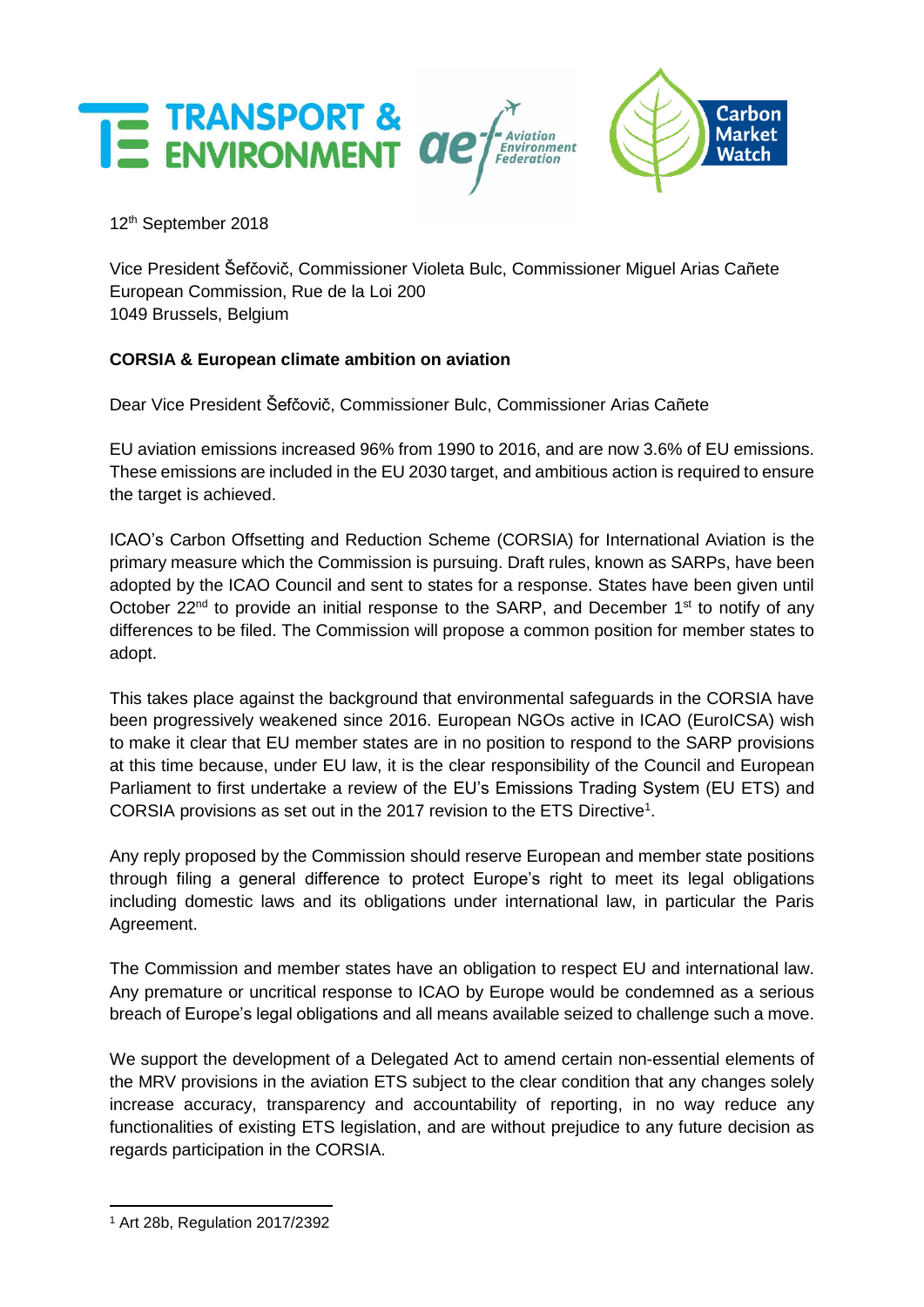12th September 2018

Vice President Šefčovič, Commissioner Violeta Bulc, Commissioner Miguel Arias Cañete
European Commission, Rue de la Loi 200
1049 Brussels, Belgium

**CORSIA & European climate ambition on aviation**

Dear Vice President Šefčovič, Commissioner Bulc, Commissioner Arias Cañete

EU aviation emissions increased 96% from 1990 to 2016, and are now 3.6% of EU emissions. These emissions are included in the EU 2030 target, and ambitious action is required to ensure the target is achieved.

ICAO's Carbon Offsetting and Reduction Scheme (CORSIA) for International Aviation is the primary measure which the Commission is pursuing. Draft rules, known as SARPs, have been adopted by the ICAO Council and sent to states for a response. States have been given until October 22nd to provide an initial response to the SARP, and December 1st to notify of any differences to be filed. The Commission will propose a common position for member states to adopt.

This takes place against the background that environmental safeguards in the CORSIA have been progressively weakened since 2016. European NGOs active in ICAO (EuroICSA) wish to make it clear that EU member states are in no position to respond to the SARP provisions at this time because, under EU law, it is the clear responsibility of the Council and European Parliament to first undertake a review of the EU's Emissions Trading System (EU ETS) and CORSIA provisions as set out in the 2017 revision to the ETS Directive[1].

Any reply proposed by the Commission should reserve European and member state positions through filing a general difference to protect Europe's right to meet its legal obligations including domestic laws and its obligations under international law, in particular the Paris Agreement.

The Commission and member states have an obligation to respect EU and international law. Any premature or uncritical response to ICAO by Europe would be condemned as a serious breach of Europe's legal obligations and all means available seized to challenge such a move.

We support the development of a Delegated Act to amend certain non-essential elements of the MRV provisions in the aviation ETS subject to the clear condition that any changes solely increase accuracy, transparency and accountability of reporting, in no way reduce any functionalities of existing ETS legislation, and are without prejudice to any future decision as regards participation in the CORSIA.

[1] Art 28b, Regulation 2017/2392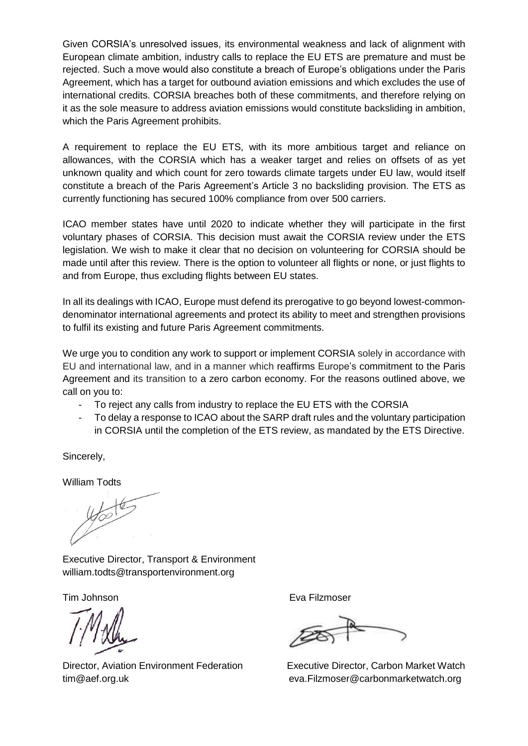Given CORSIA's unresolved issues, its environmental weakness and lack of alignment with European climate ambition, industry calls to replace the EU ETS are premature and must be rejected. Such a move would also constitute a breach of Europe's obligations under the Paris Agreement, which has a target for outbound aviation emissions and which excludes the use of international credits. CORSIA breaches both of these commitments, and therefore relying on it as the sole measure to address aviation emissions would constitute backsliding in ambition, which the Paris Agreement prohibits.

A requirement to replace the EU ETS, with its more ambitious target and reliance on allowances, with the CORSIA which has a weaker target and relies on offsets of as yet unknown quality and which count for zero towards climate targets under EU law, would itself constitute a breach of the Paris Agreement's Article 3 no backsliding provision. The ETS as currently functioning has secured 100% compliance from over 500 carriers.

ICAO member states have until 2020 to indicate whether they will participate in the first voluntary phases of CORSIA. This decision must await the CORSIA review under the ETS legislation. We wish to make it clear that no decision on volunteering for CORSIA should be made until after this review. There is the option to volunteer all flights or none, or just flights to and from Europe, thus excluding flights between EU states.

In all its dealings with ICAO, Europe must defend its prerogative to go beyond lowest-common-denominator international agreements and protect its ability to meet and strengthen provisions to fulfil its existing and future Paris Agreement commitments.

We urge you to condition any work to support or implement CORSIA solely in accordance with EU and international law, and in a manner which reaffirms Europe's commitment to the Paris Agreement and its transition to a zero carbon economy. For the reasons outlined above, we call on you to:

- To reject any calls from industry to replace the EU ETS with the CORSIA
- To delay a response to ICAO about the SARP draft rules and the voluntary participation in CORSIA until the completion of the ETS review, as mandated by the ETS Directive.

Sincerely,

William Todts

Executive Director, Transport & Environment
william.todts@transportenvironment.org

Tim Johnson

Director, Aviation Environment Federation
tim@aef.org.uk

Eva Filzmoser

Executive Director, Carbon Market Watch
eva.Filzmoser@carbonmarketwatch.org